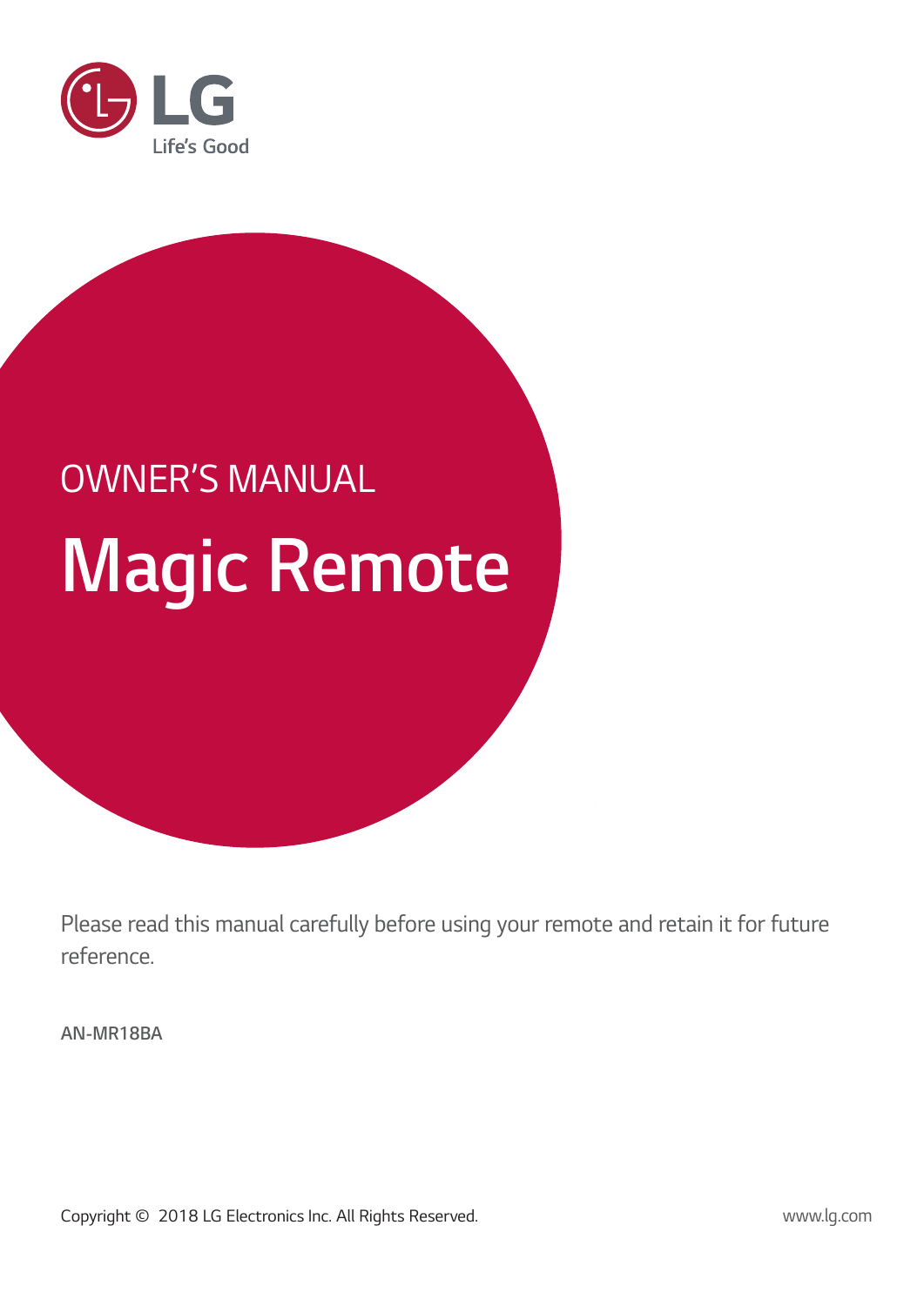LG

Life's Good

OWNER'S MANUAL

# Magic Remote

Please read this manual carefully before using your remote and retain it for future reference.

AN-MR18BA

Copyright © 2018 LG Electronics Inc. All Rights Reserved.

www.lg.com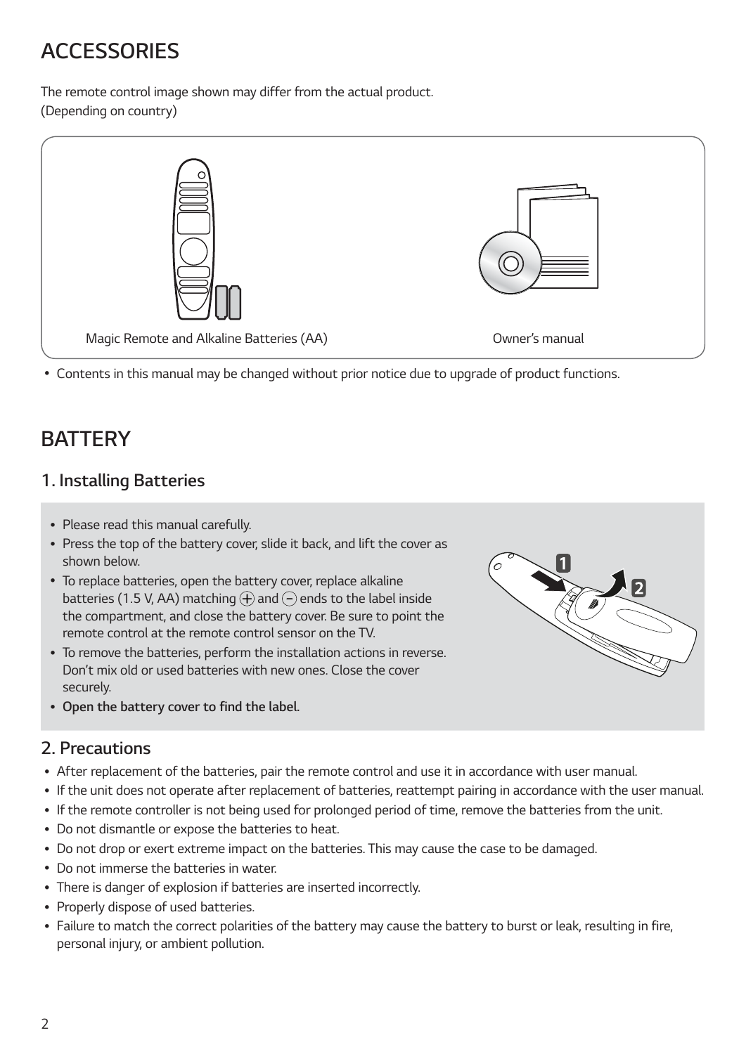# ACCESSORIES

The remote control image shown may differ from the actual product.
(Depending on country)

Magic Remote and Alkaline Batteries (AA)

Owner's manual

- Contents in this manual may be changed without prior notice due to upgrade of product functions.

# BATTERY

## 1. Installing Batteries

- Please read this manual carefully.
- Press the top of the battery cover, slide it back, and lift the cover as shown below.
- To replace batteries, open the battery cover, replace alkaline batteries (1.5 V, AA) matching + and − ends to the label inside the compartment, and close the battery cover. Be sure to point the remote control at the remote control sensor on the TV.
- To remove the batteries, perform the installation actions in reverse. Don't mix old or used batteries with new ones. Close the cover securely.
- **Open the battery cover to find the label.**

## 2. Precautions

- After replacement of the batteries, pair the remote control and use it in accordance with user manual.
- If the unit does not operate after replacement of batteries, reattempt pairing in accordance with the user manual.
- If the remote controller is not being used for prolonged period of time, remove the batteries from the unit.
- Do not dismantle or expose the batteries to heat.
- Do not drop or exert extreme impact on the batteries. This may cause the case to be damaged.
- Do not immerse the batteries in water.
- There is danger of explosion if batteries are inserted incorrectly.
- Properly dispose of used batteries.
- Failure to match the correct polarities of the battery may cause the battery to burst or leak, resulting in fire, personal injury, or ambient pollution.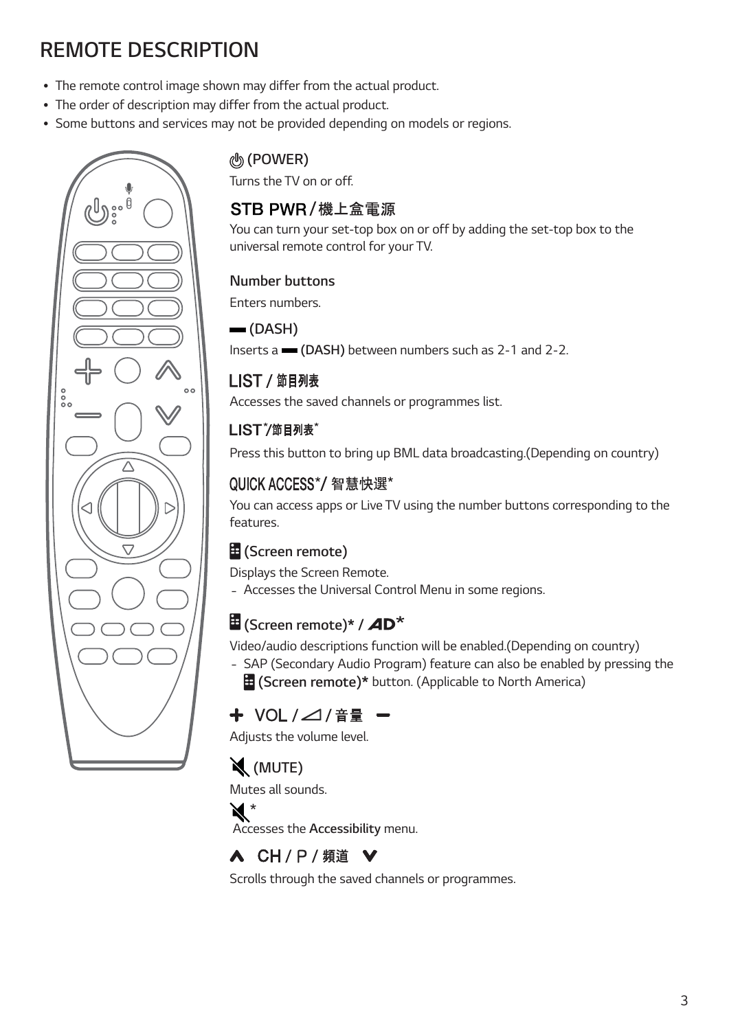# REMOTE DESCRIPTION

- The remote control image shown may differ from the actual product.
- The order of description may differ from the actual product.
- Some buttons and services may not be provided depending on models or regions.

### (POWER)

Turns the TV on or off.

### STB PWR / 機上盒電源

You can turn your set-top box on or off by adding the set-top box to the universal remote control for your TV.

### Number buttons

Enters numbers.

### (DASH)

Inserts a **(DASH)** between numbers such as 2-1 and 2-2.

### LIST / 節目列表

Accesses the saved channels or programmes list.

### LIST*/節目列表*

Press this button to bring up BML data broadcasting.(Depending on country)

### QUICK ACCESS*/ 智慧快選*

You can access apps or Live TV using the number buttons corresponding to the features.

### (Screen remote)

Displays the Screen Remote.

- Accesses the Universal Control Menu in some regions.

### (Screen remote)* / AD*

Video/audio descriptions function will be enabled.(Depending on country)

- SAP (Secondary Audio Program) feature can also be enabled by pressing the **(Screen remote)*** button. (Applicable to North America)

### + VOL / ◿ / 音量 −

Adjusts the volume level.

### (MUTE)

Mutes all sounds.

*

Accesses the **Accessibility** menu.

### ∧ CH / P / 頻道 ∨

Scrolls through the saved channels or programmes.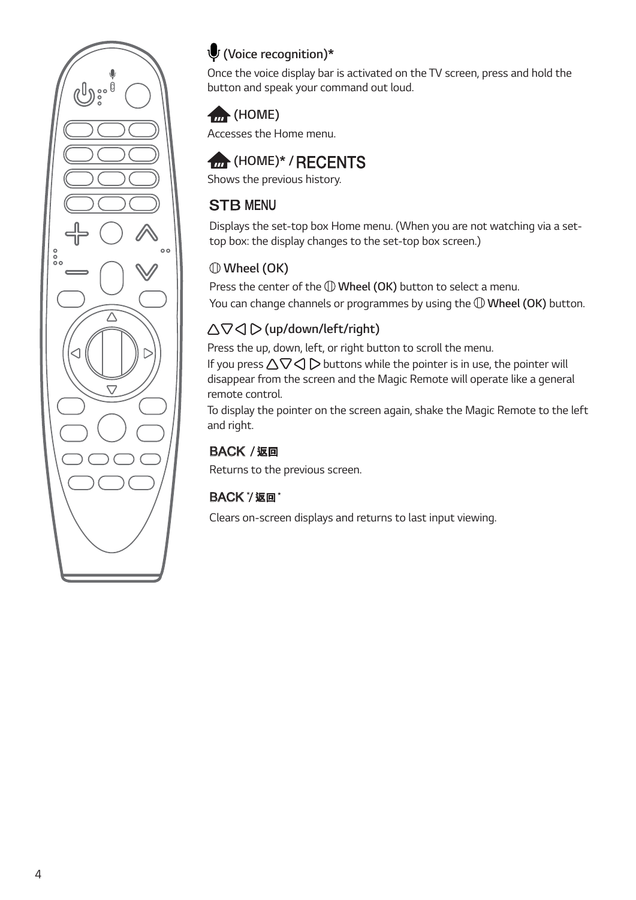### (Voice recognition)*

Once the voice display bar is activated on the TV screen, press and hold the button and speak your command out loud.

### (HOME)

Accesses the Home menu.

### (HOME)* / RECENTS

Shows the previous history.

### STB MENU

Displays the set-top box Home menu. (When you are not watching via a set-top box: the display changes to the set-top box screen.)

### Wheel (OK)

Press the center of the **Wheel (OK)** button to select a menu.
You can change channels or programmes by using the **Wheel (OK)** button.

### △▽◁ ▷ (up/down/left/right)

Press the up, down, left, or right button to scroll the menu.
If you press △▽◁ ▷ buttons while the pointer is in use, the pointer will disappear from the screen and the Magic Remote will operate like a general remote control.
To display the pointer on the screen again, shake the Magic Remote to the left and right.

### BACK / 返回

Returns to the previous screen.

### BACK */ 返回 *

Clears on-screen displays and returns to last input viewing.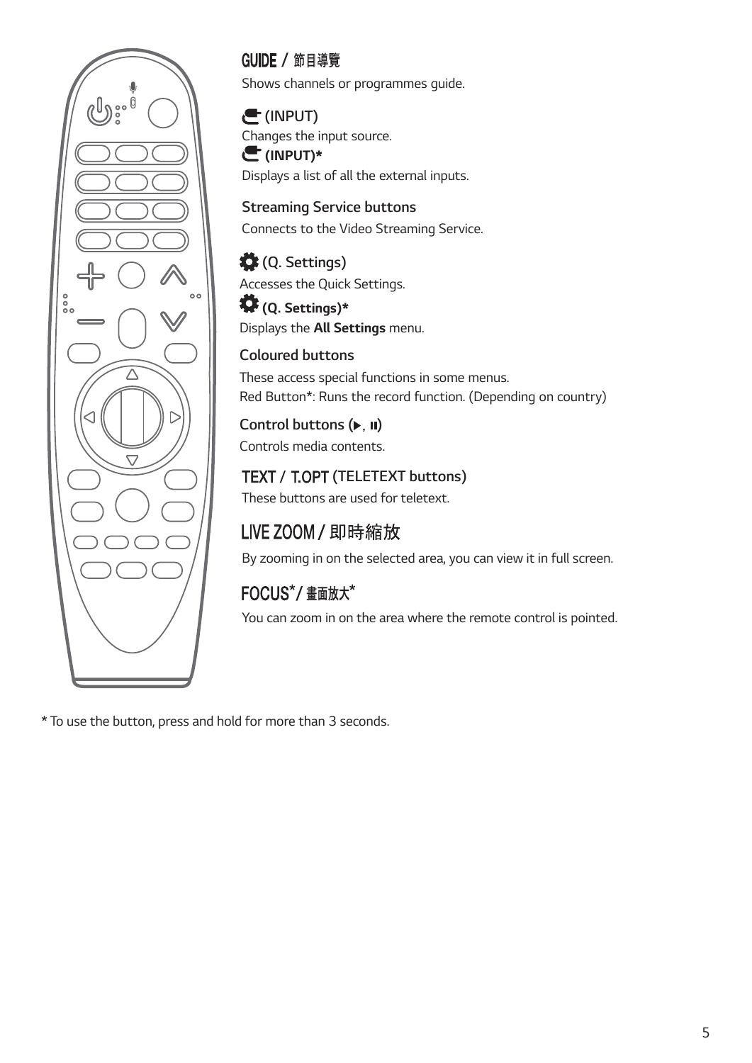**GUIDE / 節目導覽**

Shows channels or programmes guide.

**(INPUT)**

Changes the input source.

**(INPUT)***

Displays a list of all the external inputs.

**Streaming Service buttons**

Connects to the Video Streaming Service.

**(Q. Settings)**

Accesses the Quick Settings.

**(Q. Settings)***

Displays the **All Settings** menu.

**Coloured buttons**

These access special functions in some menus.
Red Button*: Runs the record function. (Depending on country)

**Control buttons (▶, ⏸)**

Controls media contents.

**TEXT / T.OPT (TELETEXT buttons)**

These buttons are used for teletext.

**LIVE ZOOM / 即時縮放**

By zooming in on the selected area, you can view it in full screen.

**FOCUS* / 畫面放大***

You can zoom in on the area where the remote control is pointed.

* To use the button, press and hold for more than 3 seconds.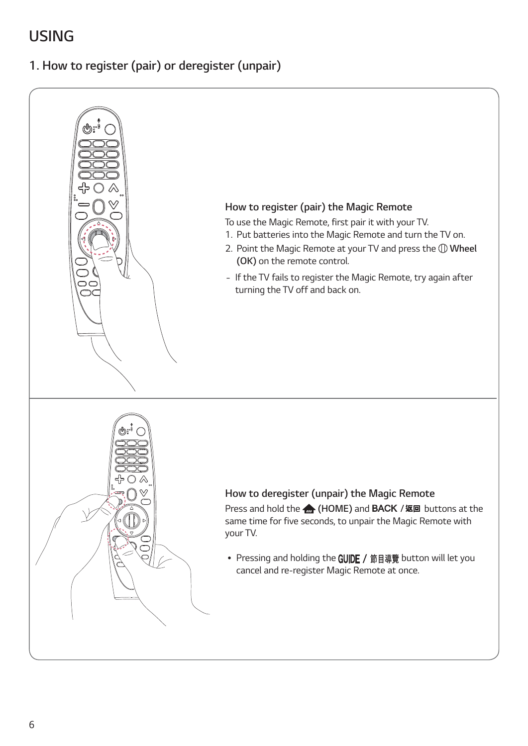# USING

## 1. How to register (pair) or deregister (unpair)

### How to register (pair) the Magic Remote

To use the Magic Remote, first pair it with your TV.

1. Put batteries into the Magic Remote and turn the TV on.
2. Point the Magic Remote at your TV and press the **Wheel (OK)** on the remote control.

- If the TV fails to register the Magic Remote, try again after turning the TV off and back on.

### How to deregister (unpair) the Magic Remote

Press and hold the **(HOME)** and **BACK / 返回** buttons at the same time for five seconds, to unpair the Magic Remote with your TV.

- Pressing and holding the **GUIDE / 節目導覽** button will let you cancel and re-register Magic Remote at once.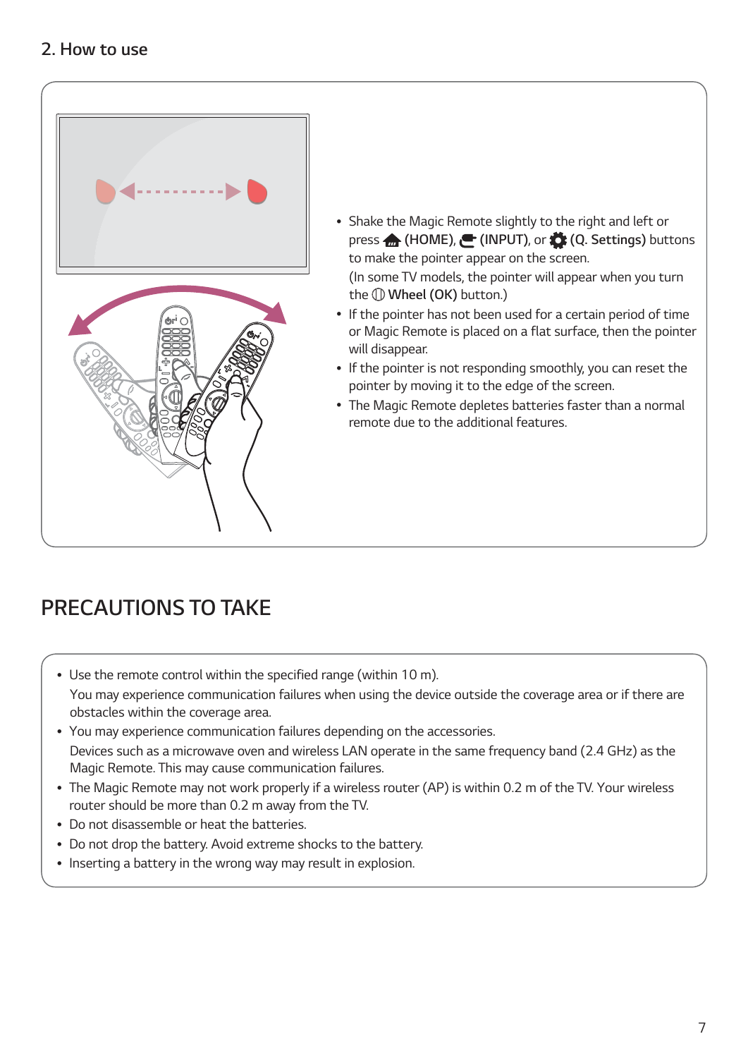## 2. How to use

- Shake the Magic Remote slightly to the right and left or press (HOME), (INPUT), or (Q. Settings) buttons to make the pointer appear on the screen.
  (In some TV models, the pointer will appear when you turn the **Wheel (OK)** button.)
- If the pointer has not been used for a certain period of time or Magic Remote is placed on a flat surface, then the pointer will disappear.
- If the pointer is not responding smoothly, you can reset the pointer by moving it to the edge of the screen.
- The Magic Remote depletes batteries faster than a normal remote due to the additional features.

# PRECAUTIONS TO TAKE

- Use the remote control within the specified range (within 10 m).
  You may experience communication failures when using the device outside the coverage area or if there are obstacles within the coverage area.
- You may experience communication failures depending on the accessories.
  Devices such as a microwave oven and wireless LAN operate in the same frequency band (2.4 GHz) as the Magic Remote. This may cause communication failures.
- The Magic Remote may not work properly if a wireless router (AP) is within 0.2 m of the TV. Your wireless router should be more than 0.2 m away from the TV.
- Do not disassemble or heat the batteries.
- Do not drop the battery. Avoid extreme shocks to the battery.
- Inserting a battery in the wrong way may result in explosion.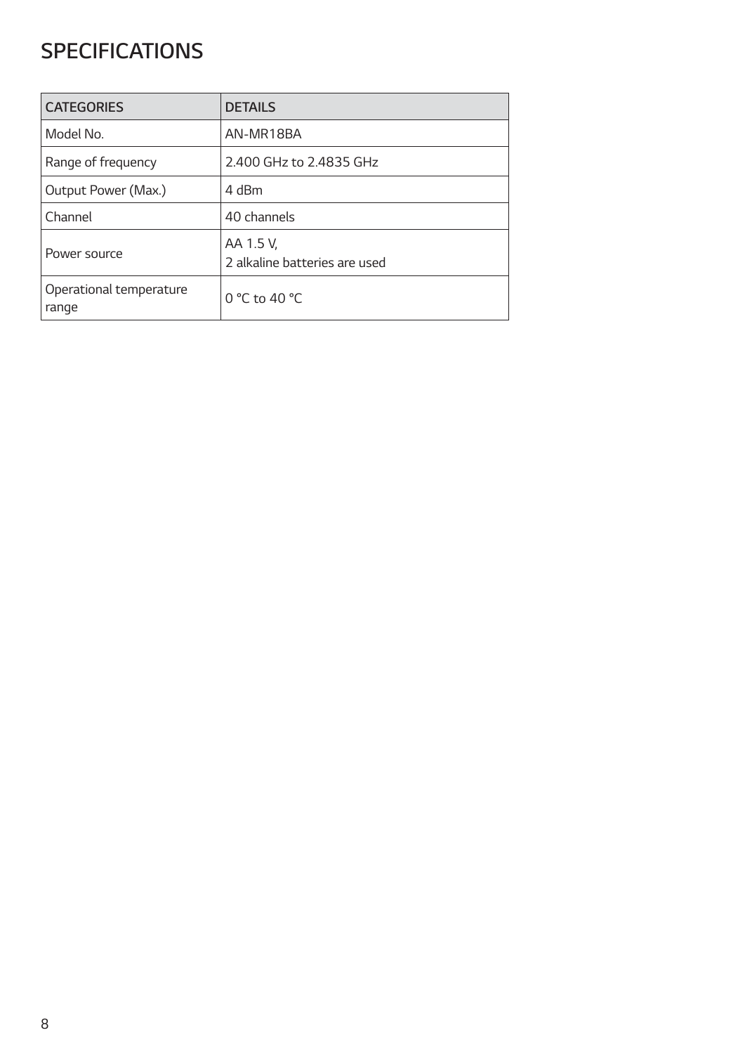# SPECIFICATIONS

| CATEGORIES | DETAILS |
| --- | --- |
| Model No. | AN-MR18BA |
| Range of frequency | 2.400 GHz to 2.4835 GHz |
| Output Power (Max.) | 4 dBm |
| Channel | 40 channels |
| Power source | AA 1.5 V,<br>2 alkaline batteries are used |
| Operational temperature range | 0 °C to 40 °C |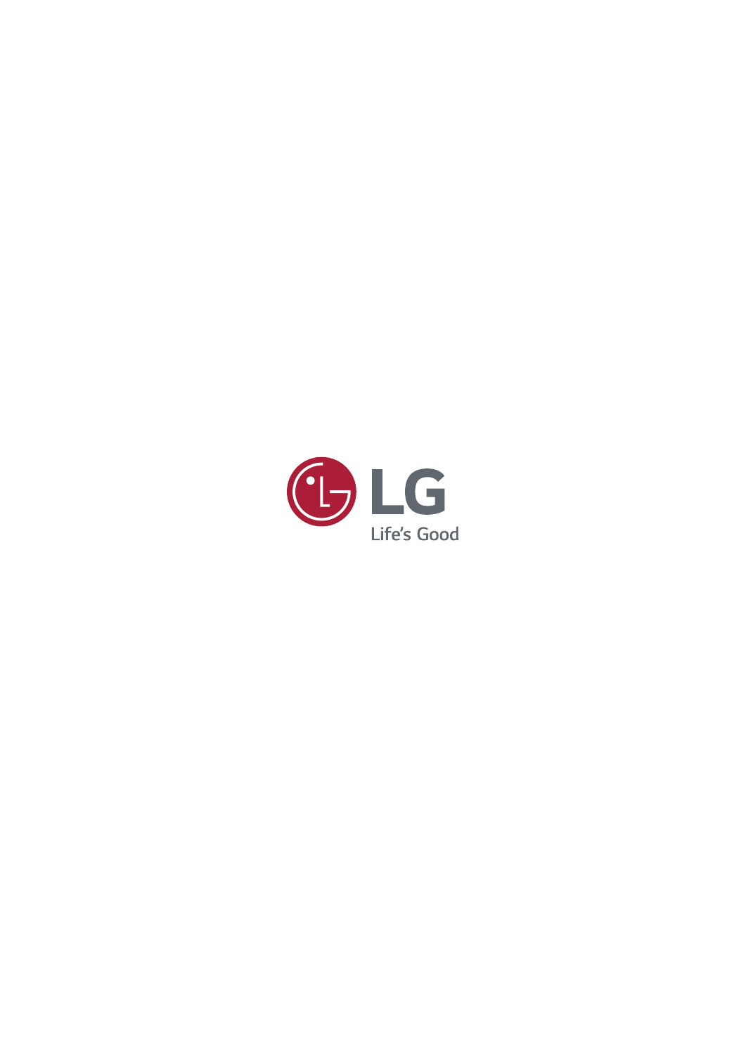LG

Life's Good